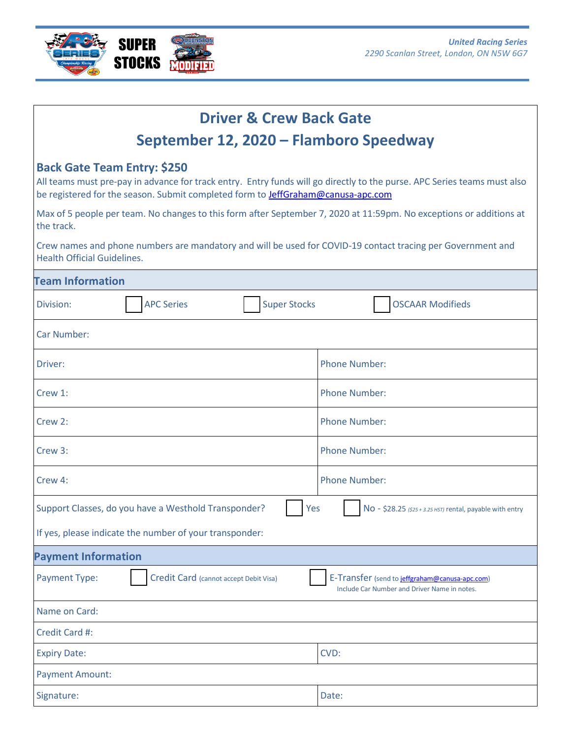SUPER STOCKS

*United Racing Series*
*2290 Scanlan Street, London, ON N5W 6G7*

# Driver & Crew Back Gate

# September 12, 2020 – Flamboro Speedway

## Back Gate Team Entry: $250

All teams must pre-pay in advance for track entry. Entry funds will go directly to the purse. APC Series teams must also be registered for the season. Submit completed form to JeffGraham@canusa-apc.com

Max of 5 people per team. No changes to this form after September 7, 2020 at 11:59pm. No exceptions or additions at the track.

Crew names and phone numbers are mandatory and will be used for COVID-19 contact tracing per Government and Health Official Guidelines.

### Team Information

Division: ☐ APC Series ☐ Super Stocks ☐ OSCAAR Modifieds

Car Number:

| Driver: | Phone Number: |
|---|---|
| Crew 1: | Phone Number: |
| Crew 2: | Phone Number: |
| Crew 3: | Phone Number: |
| Crew 4: | Phone Number: |

Support Classes, do you have a Westhold Transponder? ☐ Yes ☐ No - $28.25 *($25 + 3.25 HST)* rental, payable with entry

If yes, please indicate the number of your transponder:

### Payment Information

Payment Type: ☐ Credit Card (cannot accept Debit Visa) ☐ E-Transfer (send to jeffgraham@canusa-apc.com) Include Car Number and Driver Name in notes.

Name on Card:

Credit Card #:

| Expiry Date: | CVD: |
|---|---|

Payment Amount:

| Signature: | Date: |
|---|---|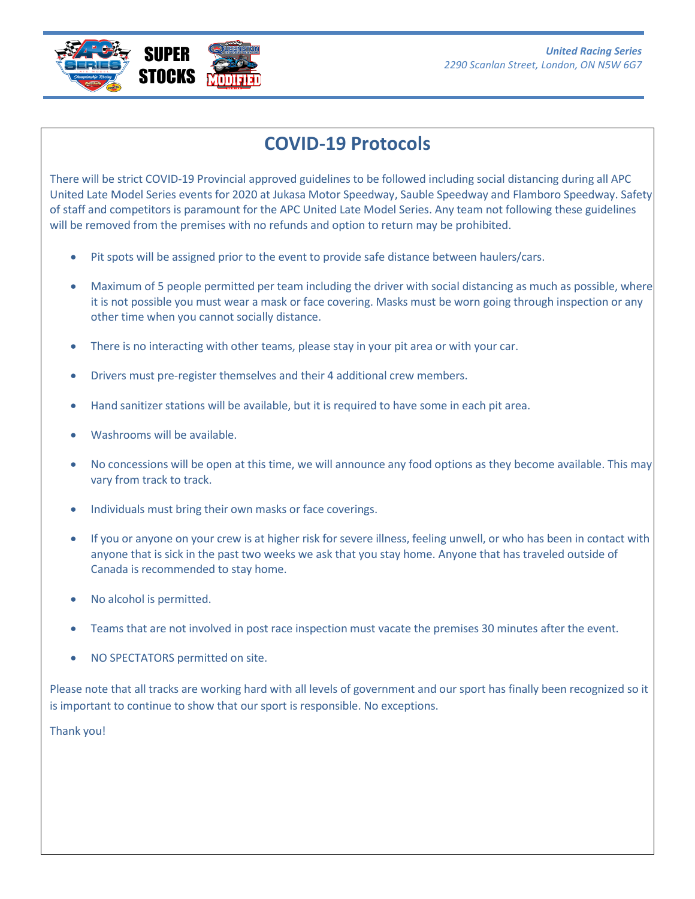SUPER STOCKS

*United Racing Series*
*2290 Scanlan Street, London, ON N5W 6G7*

## COVID-19 Protocols

There will be strict COVID-19 Provincial approved guidelines to be followed including social distancing during all APC United Late Model Series events for 2020 at Jukasa Motor Speedway, Sauble Speedway and Flamboro Speedway. Safety of staff and competitors is paramount for the APC United Late Model Series. Any team not following these guidelines will be removed from the premises with no refunds and option to return may be prohibited.

- Pit spots will be assigned prior to the event to provide safe distance between haulers/cars.
- Maximum of 5 people permitted per team including the driver with social distancing as much as possible, where it is not possible you must wear a mask or face covering. Masks must be worn going through inspection or any other time when you cannot socially distance.
- There is no interacting with other teams, please stay in your pit area or with your car.
- Drivers must pre-register themselves and their 4 additional crew members.
- Hand sanitizer stations will be available, but it is required to have some in each pit area.
- Washrooms will be available.
- No concessions will be open at this time, we will announce any food options as they become available. This may vary from track to track.
- Individuals must bring their own masks or face coverings.
- If you or anyone on your crew is at higher risk for severe illness, feeling unwell, or who has been in contact with anyone that is sick in the past two weeks we ask that you stay home. Anyone that has traveled outside of Canada is recommended to stay home.
- No alcohol is permitted.
- Teams that are not involved in post race inspection must vacate the premises 30 minutes after the event.
- NO SPECTATORS permitted on site.

Please note that all tracks are working hard with all levels of government and our sport has finally been recognized so it is important to continue to show that our sport is responsible. No exceptions.

Thank you!